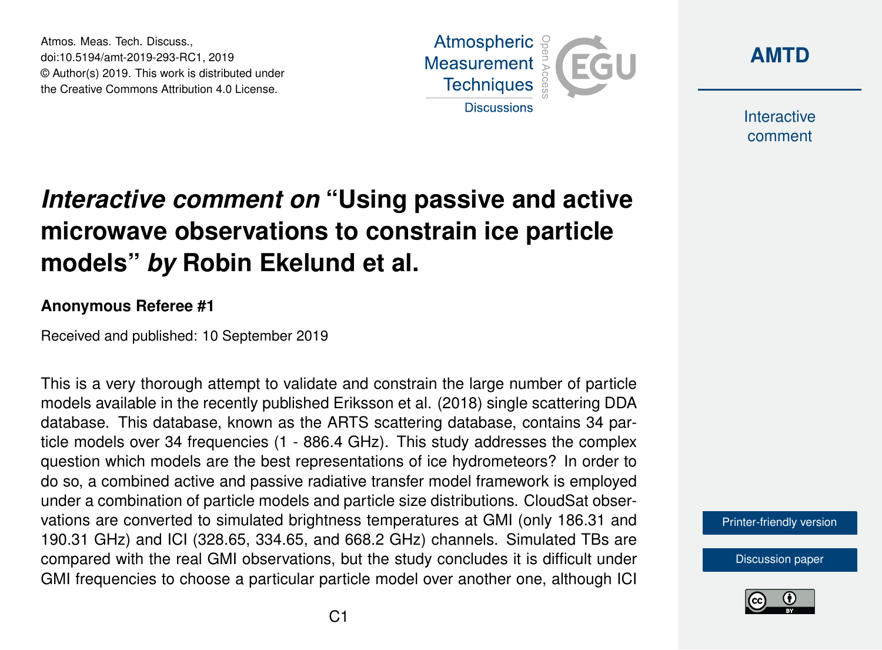# *Interactive comment on* "Using passive and active microwave observations to constrain ice particle models" *by* Robin Ekelund et al.

**Anonymous Referee #1**

Received and published: 10 September 2019

This is a very thorough attempt to validate and constrain the large number of particle models available in the recently published Eriksson et al. (2018) single scattering DDA database. This database, known as the ARTS scattering database, contains 34 particle models over 34 frequencies (1 - 886.4 GHz). This study addresses the complex question which models are the best representations of ice hydrometeors? In order to do so, a combined active and passive radiative transfer model framework is employed under a combination of particle models and particle size distributions. CloudSat observations are converted to simulated brightness temperatures at GMI (only 186.31 and 190.31 GHz) and ICI (328.65, 334.65, and 668.2 GHz) channels. Simulated TBs are compared with the real GMI observations, but the study concludes it is difficult under GMI frequencies to choose a particular particle model over another one, although ICI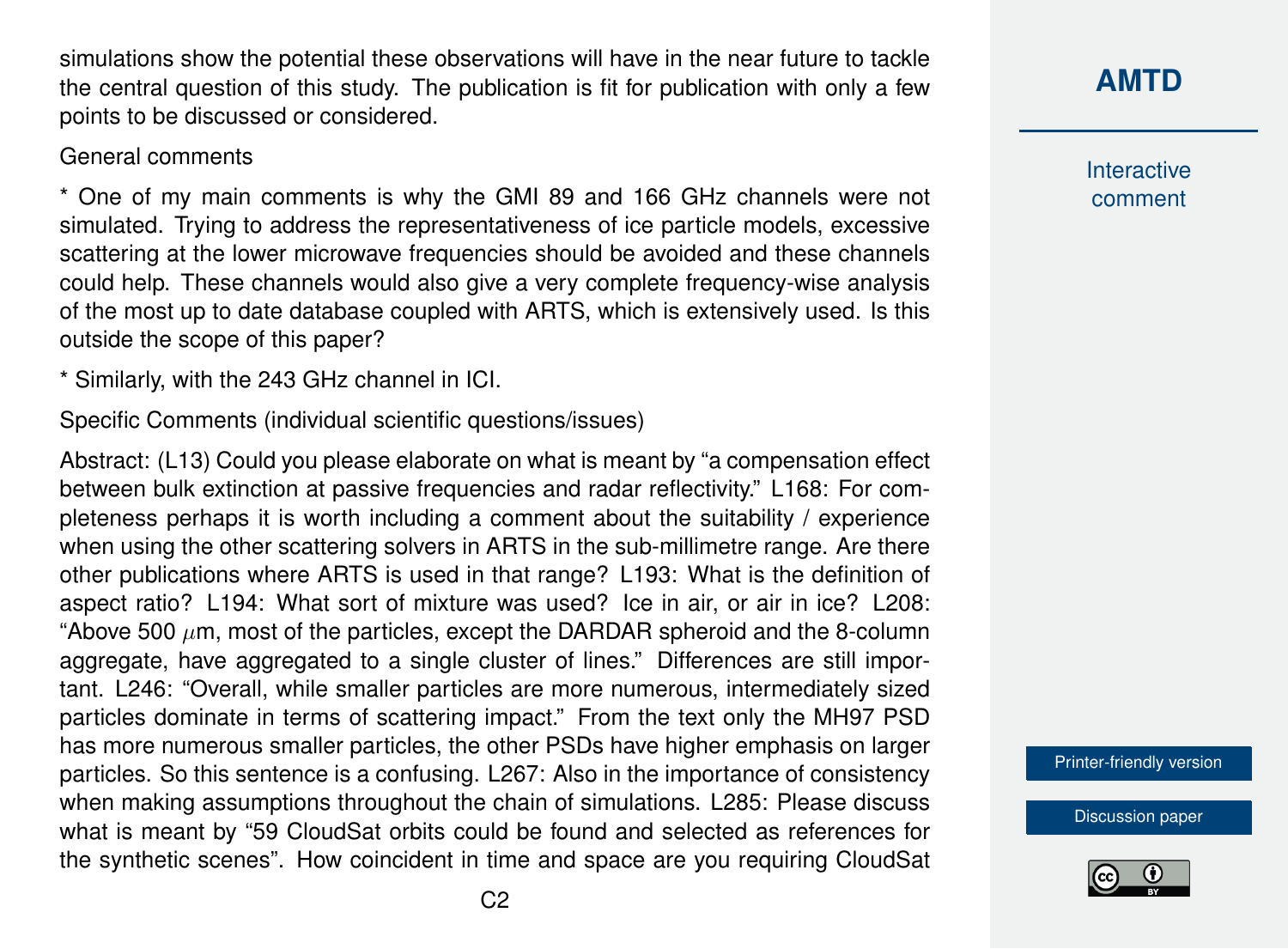simulations show the potential these observations will have in the near future to tackle the central question of this study. The publication is fit for publication with only a few points to be discussed or considered.

General comments

* One of my main comments is why the GMI 89 and 166 GHz channels were not simulated. Trying to address the representativeness of ice particle models, excessive scattering at the lower microwave frequencies should be avoided and these channels could help. These channels would also give a very complete frequency-wise analysis of the most up to date database coupled with ARTS, which is extensively used. Is this outside the scope of this paper?

* Similarly, with the 243 GHz channel in ICI.

Specific Comments (individual scientific questions/issues)

Abstract: (L13) Could you please elaborate on what is meant by "a compensation effect between bulk extinction at passive frequencies and radar reflectivity." L168: For completeness perhaps it is worth including a comment about the suitability / experience when using the other scattering solvers in ARTS in the sub-millimetre range. Are there other publications where ARTS is used in that range? L193: What is the definition of aspect ratio? L194: What sort of mixture was used? Ice in air, or air in ice? L208: "Above 500 $\mu$m, most of the particles, except the DARDAR spheroid and the 8-column aggregate, have aggregated to a single cluster of lines." Differences are still important. L246: "Overall, while smaller particles are more numerous, intermediately sized particles dominate in terms of scattering impact." From the text only the MH97 PSD has more numerous smaller particles, the other PSDs have higher emphasis on larger particles. So this sentence is a confusing. L267: Also in the importance of consistency when making assumptions throughout the chain of simulations. L285: Please discuss what is meant by "59 CloudSat orbits could be found and selected as references for the synthetic scenes". How coincident in time and space are you requiring CloudSat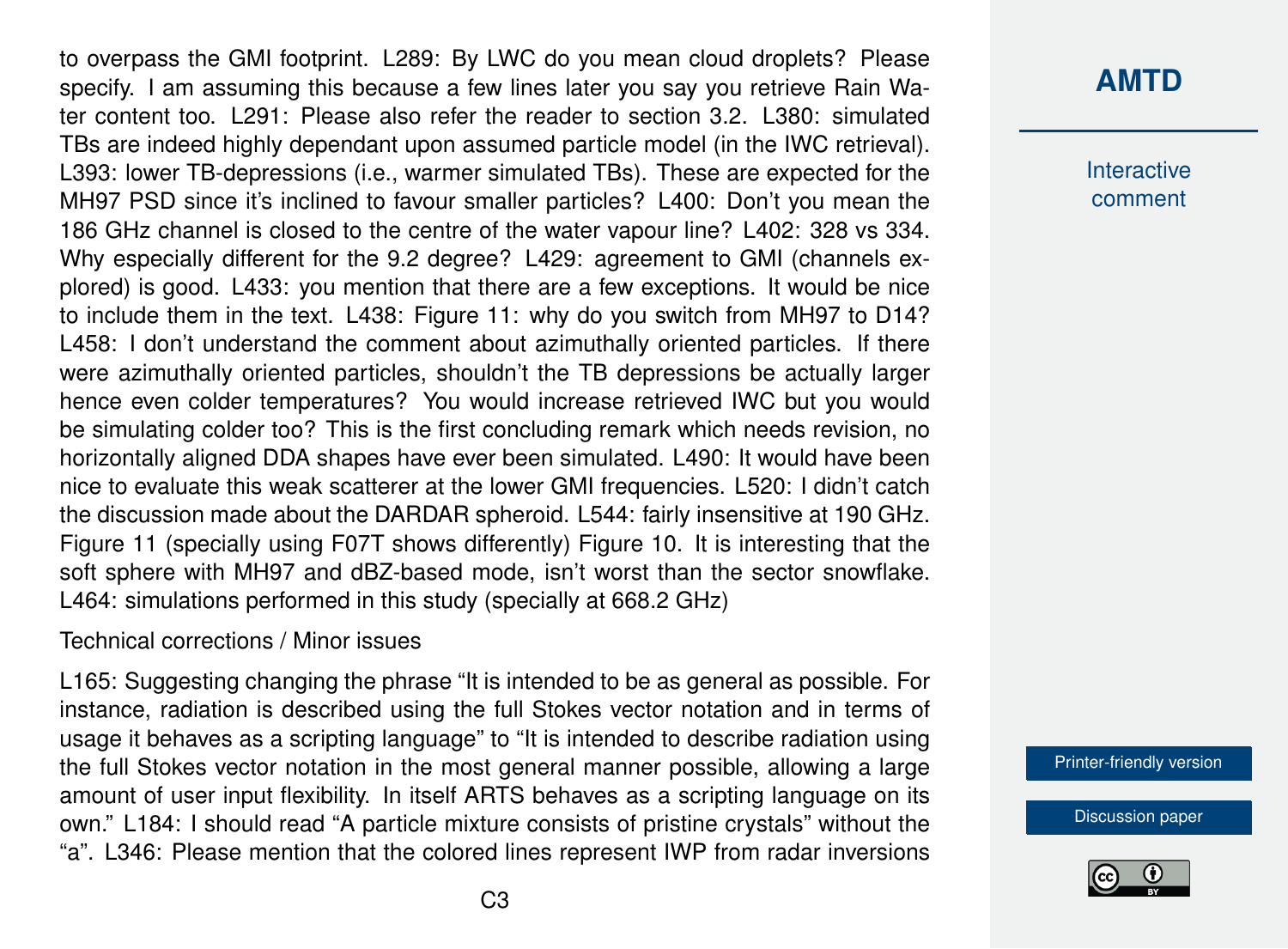to overpass the GMI footprint. L289: By LWC do you mean cloud droplets? Please specify. I am assuming this because a few lines later you say you retrieve Rain Water content too. L291: Please also refer the reader to section 3.2. L380: simulated TBs are indeed highly dependant upon assumed particle model (in the IWC retrieval). L393: lower TB-depressions (i.e., warmer simulated TBs). These are expected for the MH97 PSD since it's inclined to favour smaller particles? L400: Don't you mean the 186 GHz channel is closed to the centre of the water vapour line? L402: 328 vs 334. Why especially different for the 9.2 degree? L429: agreement to GMI (channels explored) is good. L433: you mention that there are a few exceptions. It would be nice to include them in the text. L438: Figure 11: why do you switch from MH97 to D14? L458: I don't understand the comment about azimuthally oriented particles. If there were azimuthally oriented particles, shouldn't the TB depressions be actually larger hence even colder temperatures? You would increase retrieved IWC but you would be simulating colder too? This is the first concluding remark which needs revision, no horizontally aligned DDA shapes have ever been simulated. L490: It would have been nice to evaluate this weak scatterer at the lower GMI frequencies. L520: I didn't catch the discussion made about the DARDAR spheroid. L544: fairly insensitive at 190 GHz. Figure 11 (specially using F07T shows differently) Figure 10. It is interesting that the soft sphere with MH97 and dBZ-based mode, isn't worst than the sector snowflake. L464: simulations performed in this study (specially at 668.2 GHz)

Technical corrections / Minor issues

L165: Suggesting changing the phrase "It is intended to be as general as possible. For instance, radiation is described using the full Stokes vector notation and in terms of usage it behaves as a scripting language" to "It is intended to describe radiation using the full Stokes vector notation in the most general manner possible, allowing a large amount of user input flexibility. In itself ARTS behaves as a scripting language on its own." L184: I should read "A particle mixture consists of pristine crystals" without the "a". L346: Please mention that the colored lines represent IWP from radar inversions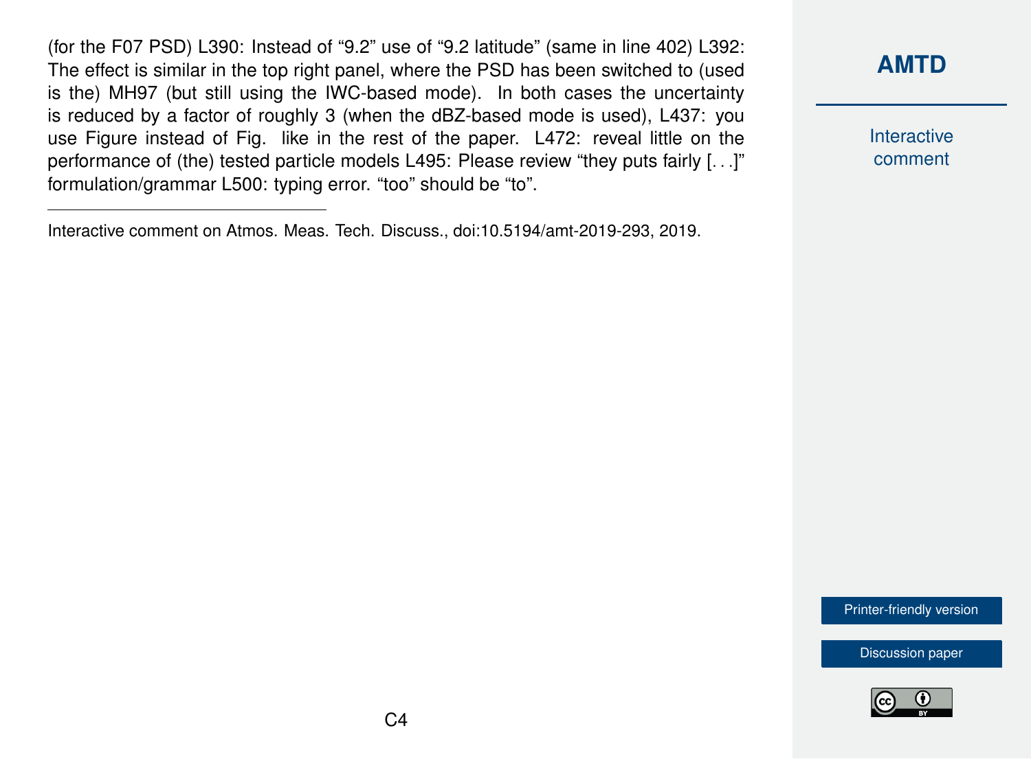(for the F07 PSD) L390: Instead of “9.2” use of “9.2 latitude” (same in line 402) L392: The effect is similar in the top right panel, where the PSD has been switched to (used is the) MH97 (but still using the IWC-based mode). In both cases the uncertainty is reduced by a factor of roughly 3 (when the dBZ-based mode is used), L437: you use Figure instead of Fig. like in the rest of the paper. L472: reveal little on the performance of (the) tested particle models L495: Please review “they puts fairly [. . .]” formulation/grammar L500: typing error. “too” should be “to”.

---

Interactive comment on Atmos. Meas. Tech. Discuss., doi:10.5194/amt-2019-293, 2019.